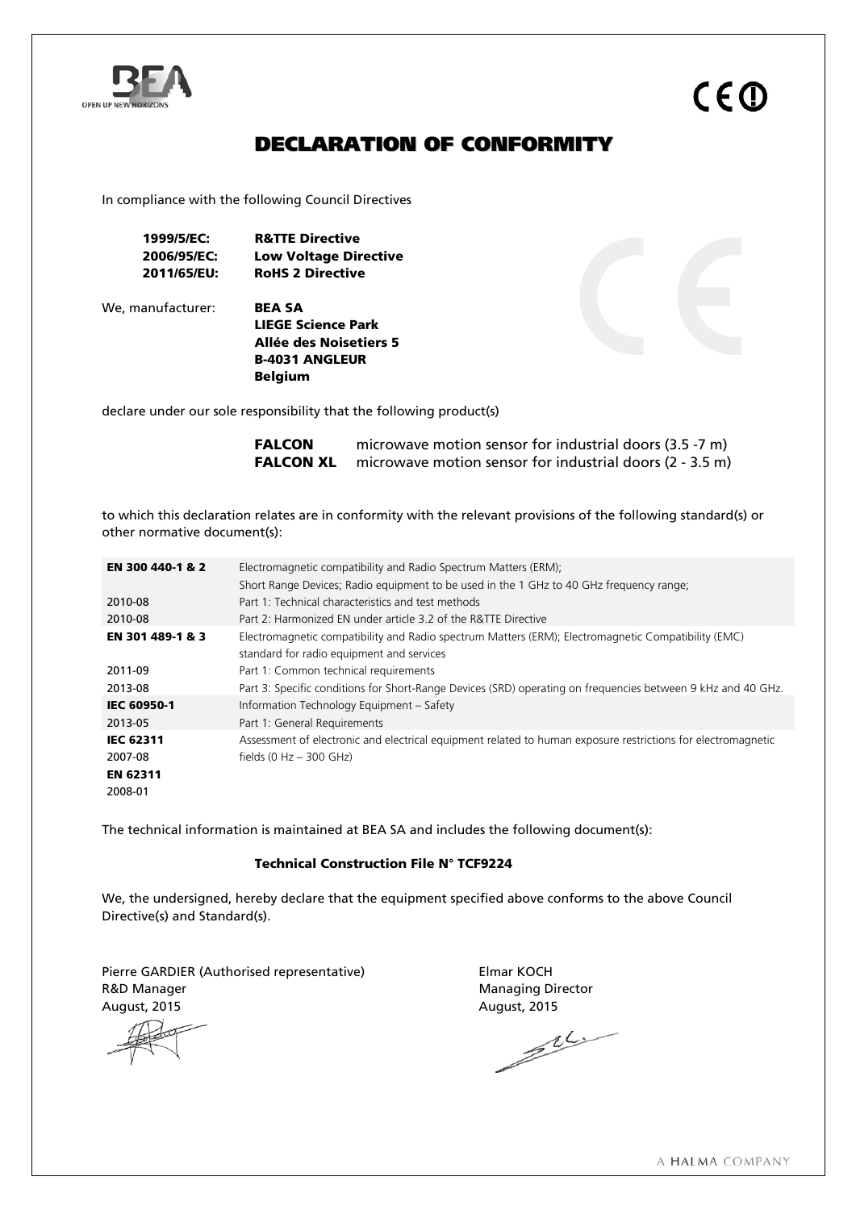# DECLARATION OF CONFORMITY

In compliance with the following Council Directives

**1999/5/EC:** **R&TTE Directive**
**2006/95/EC:** **Low Voltage Directive**
**2011/65/EU:** **RoHS 2 Directive**

We, manufacturer: **BEA SA**
**LIEGE Science Park**
**Allée des Noisetiers 5**
**B-4031 ANGLEUR**
**Belgium**

declare under our sole responsibility that the following product(s)

**FALCON** microwave motion sensor for industrial doors (3.5 -7 m)
**FALCON XL** microwave motion sensor for industrial doors (2 - 3.5 m)

to which this declaration relates are in conformity with the relevant provisions of the following standard(s) or other normative document(s):

| | |
|---|---|
| **EN 300 440-1 & 2** | Electromagnetic compatibility and Radio Spectrum Matters (ERM); Short Range Devices; Radio equipment to be used in the 1 GHz to 40 GHz frequency range; |
| 2010-08 | Part 1: Technical characteristics and test methods |
| 2010-08 | Part 2: Harmonized EN under article 3.2 of the R&TTE Directive |
| **EN 301 489-1 & 3** | Electromagnetic compatibility and Radio spectrum Matters (ERM); Electromagnetic Compatibility (EMC) standard for radio equipment and services |
| 2011-09 | Part 1: Common technical requirements |
| 2013-08 | Part 3: Specific conditions for Short-Range Devices (SRD) operating on frequencies between 9 kHz and 40 GHz. |
| **IEC 60950-1** | Information Technology Equipment – Safety |
| 2013-05 | Part 1: General Requirements |
| **IEC 62311** | Assessment of electronic and electrical equipment related to human exposure restrictions for electromagnetic |
| 2007-08 | fields (0 Hz – 300 GHz) |
| **EN 62311** | |
| 2008-01 | |

The technical information is maintained at BEA SA and includes the following document(s):

**Technical Construction File N° TCF9224**

We, the undersigned, hereby declare that the equipment specified above conforms to the above Council Directive(s) and Standard(s).

Pierre GARDIER (Authorised representative)
R&D Manager
August, 2015

Elmar KOCH
Managing Director
August, 2015

A HALMA COMPANY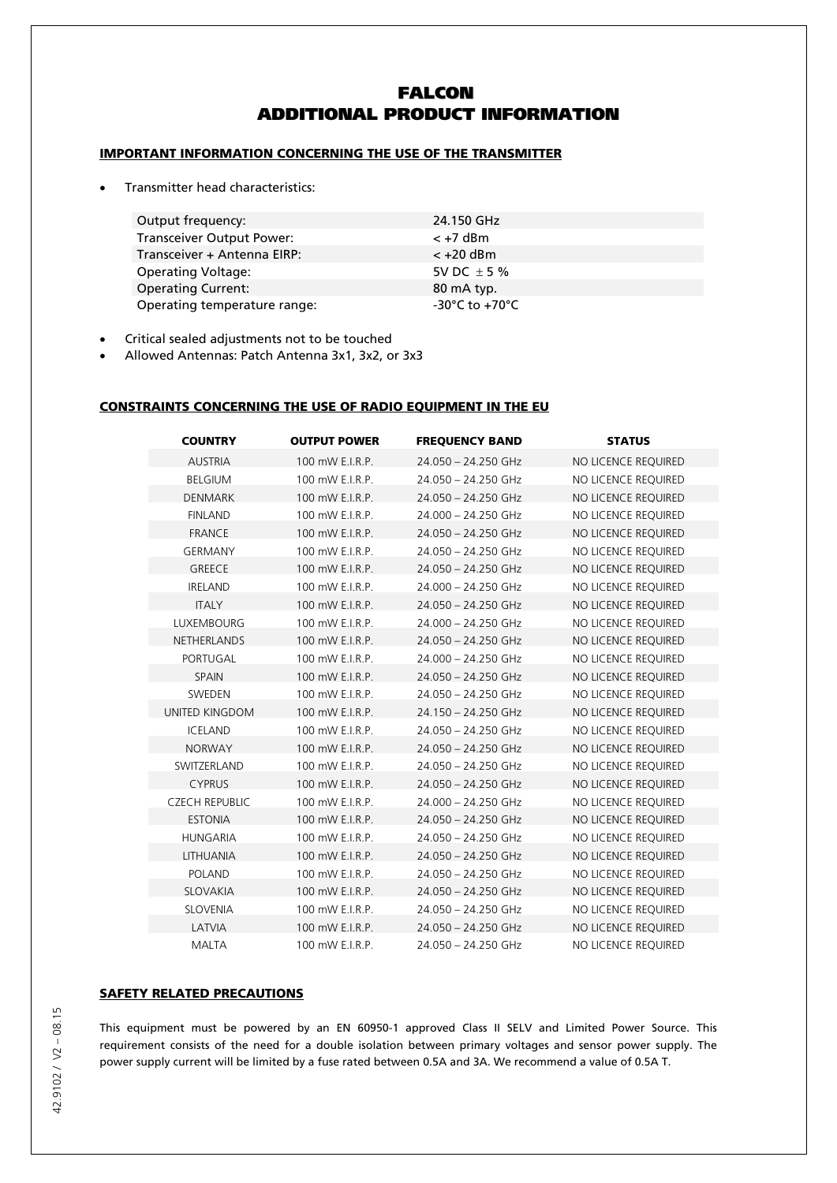# FALCON
# ADDITIONAL PRODUCT INFORMATION

## IMPORTANT INFORMATION CONCERNING THE USE OF THE TRANSMITTER

- Transmitter head characteristics:

| | |
|---|---|
| Output frequency: | 24.150 GHz |
| Transceiver Output Power: | < +7 dBm |
| Transceiver + Antenna EIRP: | < +20 dBm |
| Operating Voltage: | 5V DC ± 5 % |
| Operating Current: | 80 mA typ. |
| Operating temperature range: | -30°C to +70°C |

- Critical sealed adjustments not to be touched
- Allowed Antennas: Patch Antenna 3x1, 3x2, or 3x3

## CONSTRAINTS CONCERNING THE USE OF RADIO EQUIPMENT IN THE EU

| COUNTRY | OUTPUT POWER | FREQUENCY BAND | STATUS |
|---|---|---|---|
| AUSTRIA | 100 mW E.I.R.P. | 24.050 – 24.250 GHz | NO LICENCE REQUIRED |
| BELGIUM | 100 mW E.I.R.P. | 24.050 – 24.250 GHz | NO LICENCE REQUIRED |
| DENMARK | 100 mW E.I.R.P. | 24.050 – 24.250 GHz | NO LICENCE REQUIRED |
| FINLAND | 100 mW E.I.R.P. | 24.000 – 24.250 GHz | NO LICENCE REQUIRED |
| FRANCE | 100 mW E.I.R.P. | 24.050 – 24.250 GHz | NO LICENCE REQUIRED |
| GERMANY | 100 mW E.I.R.P. | 24.050 – 24.250 GHz | NO LICENCE REQUIRED |
| GREECE | 100 mW E.I.R.P. | 24.050 – 24.250 GHz | NO LICENCE REQUIRED |
| IRELAND | 100 mW E.I.R.P. | 24.000 – 24.250 GHz | NO LICENCE REQUIRED |
| ITALY | 100 mW E.I.R.P. | 24.050 – 24.250 GHz | NO LICENCE REQUIRED |
| LUXEMBOURG | 100 mW E.I.R.P. | 24.000 – 24.250 GHz | NO LICENCE REQUIRED |
| NETHERLANDS | 100 mW E.I.R.P. | 24.050 – 24.250 GHz | NO LICENCE REQUIRED |
| PORTUGAL | 100 mW E.I.R.P. | 24.000 – 24.250 GHz | NO LICENCE REQUIRED |
| SPAIN | 100 mW E.I.R.P. | 24.050 – 24.250 GHz | NO LICENCE REQUIRED |
| SWEDEN | 100 mW E.I.R.P. | 24.050 – 24.250 GHz | NO LICENCE REQUIRED |
| UNITED KINGDOM | 100 mW E.I.R.P. | 24.150 – 24.250 GHz | NO LICENCE REQUIRED |
| ICELAND | 100 mW E.I.R.P. | 24.050 – 24.250 GHz | NO LICENCE REQUIRED |
| NORWAY | 100 mW E.I.R.P. | 24.050 – 24.250 GHz | NO LICENCE REQUIRED |
| SWITZERLAND | 100 mW E.I.R.P. | 24.050 – 24.250 GHz | NO LICENCE REQUIRED |
| CYPRUS | 100 mW E.I.R.P. | 24.050 – 24.250 GHz | NO LICENCE REQUIRED |
| CZECH REPUBLIC | 100 mW E.I.R.P. | 24.000 – 24.250 GHz | NO LICENCE REQUIRED |
| ESTONIA | 100 mW E.I.R.P. | 24.050 – 24.250 GHz | NO LICENCE REQUIRED |
| HUNGARIA | 100 mW E.I.R.P. | 24.050 – 24.250 GHz | NO LICENCE REQUIRED |
| LITHUANIA | 100 mW E.I.R.P. | 24.050 – 24.250 GHz | NO LICENCE REQUIRED |
| POLAND | 100 mW E.I.R.P. | 24.050 – 24.250 GHz | NO LICENCE REQUIRED |
| SLOVAKIA | 100 mW E.I.R.P. | 24.050 – 24.250 GHz | NO LICENCE REQUIRED |
| SLOVENIA | 100 mW E.I.R.P. | 24.050 – 24.250 GHz | NO LICENCE REQUIRED |
| LATVIA | 100 mW E.I.R.P. | 24.050 – 24.250 GHz | NO LICENCE REQUIRED |
| MALTA | 100 mW E.I.R.P. | 24.050 – 24.250 GHz | NO LICENCE REQUIRED |

## SAFETY RELATED PRECAUTIONS

This equipment must be powered by an EN 60950-1 approved Class II SELV and Limited Power Source. This requirement consists of the need for a double isolation between primary voltages and sensor power supply. The power supply current will be limited by a fuse rated between 0.5A and 3A. We recommend a value of 0.5A T.

42.9102 / V2 – 08.15